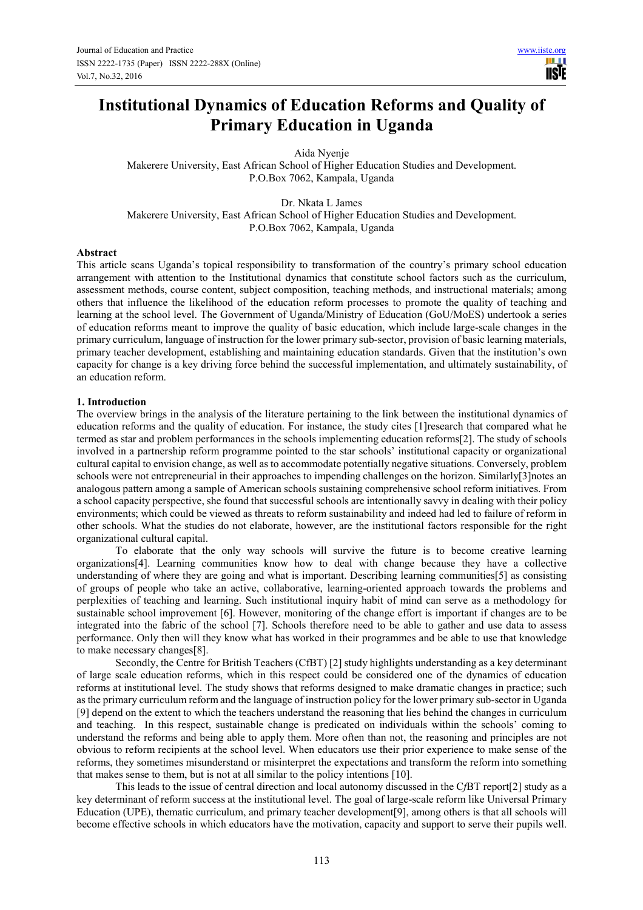# Institutional Dynamics of Education Reforms and Quality of Primary Education in Uganda

Aida Nyenje
Makerere University, East African School of Higher Education Studies and Development.
P.O.Box 7062, Kampala, Uganda

Dr. Nkata L James
Makerere University, East African School of Higher Education Studies and Development.
P.O.Box 7062, Kampala, Uganda

## Abstract

This article scans Uganda's topical responsibility to transformation of the country's primary school education arrangement with attention to the Institutional dynamics that constitute school factors such as the curriculum, assessment methods, course content, subject composition, teaching methods, and instructional materials; among others that influence the likelihood of the education reform processes to promote the quality of teaching and learning at the school level. The Government of Uganda/Ministry of Education (GoU/MoES) undertook a series of education reforms meant to improve the quality of basic education, which include large-scale changes in the primary curriculum, language of instruction for the lower primary sub-sector, provision of basic learning materials, primary teacher development, establishing and maintaining education standards. Given that the institution's own capacity for change is a key driving force behind the successful implementation, and ultimately sustainability, of an education reform.

## 1. Introduction

The overview brings in the analysis of the literature pertaining to the link between the institutional dynamics of education reforms and the quality of education. For instance, the study cites [1]research that compared what he termed as star and problem performances in the schools implementing education reforms[2]. The study of schools involved in a partnership reform programme pointed to the star schools' institutional capacity or organizational cultural capital to envision change, as well as to accommodate potentially negative situations. Conversely, problem schools were not entrepreneurial in their approaches to impending challenges on the horizon. Similarly[3]notes an analogous pattern among a sample of American schools sustaining comprehensive school reform initiatives. From a school capacity perspective, she found that successful schools are intentionally savvy in dealing with their policy environments; which could be viewed as threats to reform sustainability and indeed had led to failure of reform in other schools. What the studies do not elaborate, however, are the institutional factors responsible for the right organizational cultural capital.

To elaborate that the only way schools will survive the future is to become creative learning organizations[4]. Learning communities know how to deal with change because they have a collective understanding of where they are going and what is important. Describing learning communities[5] as consisting of groups of people who take an active, collaborative, learning-oriented approach towards the problems and perplexities of teaching and learning. Such institutional inquiry habit of mind can serve as a methodology for sustainable school improvement [6]. However, monitoring of the change effort is important if changes are to be integrated into the fabric of the school [7]. Schools therefore need to be able to gather and use data to assess performance. Only then will they know what has worked in their programmes and be able to use that knowledge to make necessary changes[8].

Secondly, the Centre for British Teachers (CfBT) [2] study highlights understanding as a key determinant of large scale education reforms, which in this respect could be considered one of the dynamics of education reforms at institutional level. The study shows that reforms designed to make dramatic changes in practice; such as the primary curriculum reform and the language of instruction policy for the lower primary sub-sector in Uganda [9] depend on the extent to which the teachers understand the reasoning that lies behind the changes in curriculum and teaching. In this respect, sustainable change is predicated on individuals within the schools' coming to understand the reforms and being able to apply them. More often than not, the reasoning and principles are not obvious to reform recipients at the school level. When educators use their prior experience to make sense of the reforms, they sometimes misunderstand or misinterpret the expectations and transform the reform into something that makes sense to them, but is not at all similar to the policy intentions [10].

This leads to the issue of central direction and local autonomy discussed in the C*f*BT report[2] study as a key determinant of reform success at the institutional level. The goal of large-scale reform like Universal Primary Education (UPE), thematic curriculum, and primary teacher development[9], among others is that all schools will become effective schools in which educators have the motivation, capacity and support to serve their pupils well.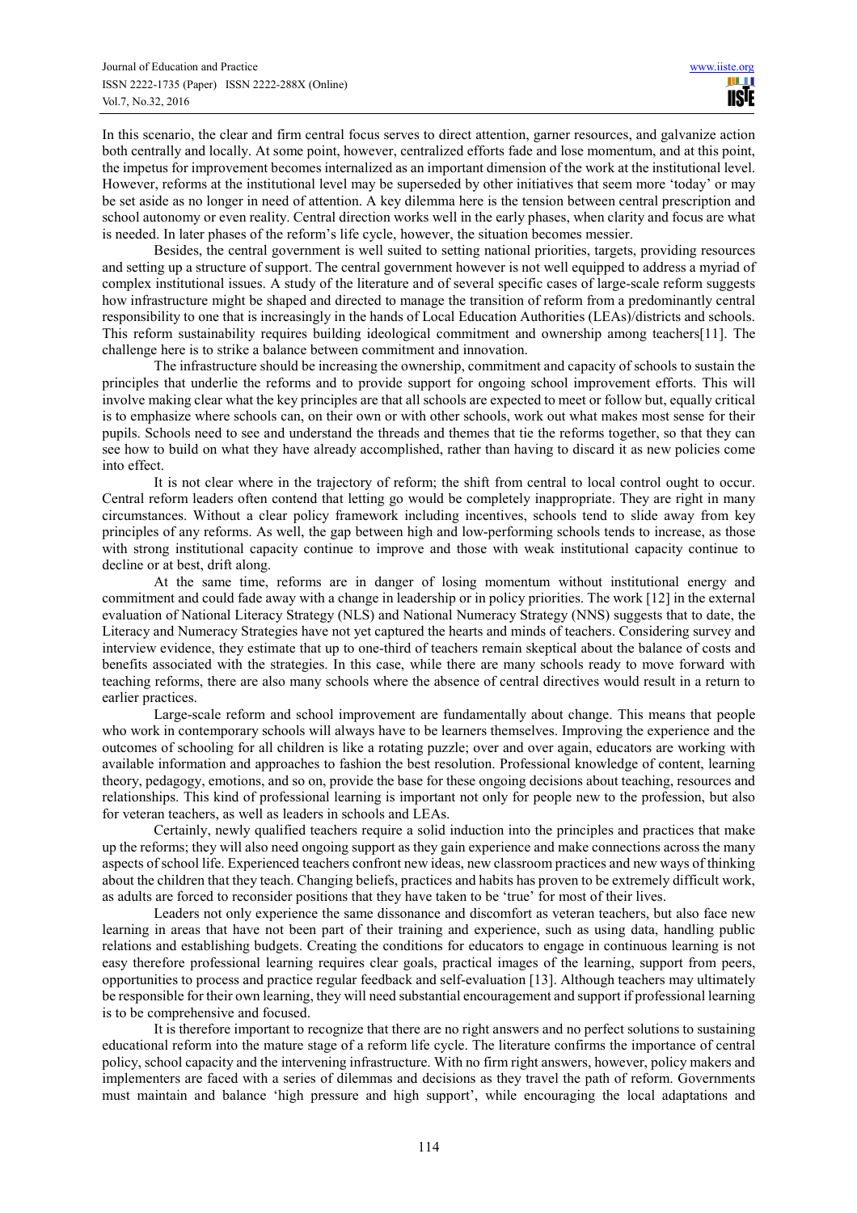In this scenario, the clear and firm central focus serves to direct attention, garner resources, and galvanize action both centrally and locally. At some point, however, centralized efforts fade and lose momentum, and at this point, the impetus for improvement becomes internalized as an important dimension of the work at the institutional level. However, reforms at the institutional level may be superseded by other initiatives that seem more 'today' or may be set aside as no longer in need of attention. A key dilemma here is the tension between central prescription and school autonomy or even reality. Central direction works well in the early phases, when clarity and focus are what is needed. In later phases of the reform's life cycle, however, the situation becomes messier.

Besides, the central government is well suited to setting national priorities, targets, providing resources and setting up a structure of support. The central government however is not well equipped to address a myriad of complex institutional issues. A study of the literature and of several specific cases of large-scale reform suggests how infrastructure might be shaped and directed to manage the transition of reform from a predominantly central responsibility to one that is increasingly in the hands of Local Education Authorities (LEAs)/districts and schools. This reform sustainability requires building ideological commitment and ownership among teachers[11]. The challenge here is to strike a balance between commitment and innovation.

The infrastructure should be increasing the ownership, commitment and capacity of schools to sustain the principles that underlie the reforms and to provide support for ongoing school improvement efforts. This will involve making clear what the key principles are that all schools are expected to meet or follow but, equally critical is to emphasize where schools can, on their own or with other schools, work out what makes most sense for their pupils. Schools need to see and understand the threads and themes that tie the reforms together, so that they can see how to build on what they have already accomplished, rather than having to discard it as new policies come into effect.

It is not clear where in the trajectory of reform; the shift from central to local control ought to occur. Central reform leaders often contend that letting go would be completely inappropriate. They are right in many circumstances. Without a clear policy framework including incentives, schools tend to slide away from key principles of any reforms. As well, the gap between high and low-performing schools tends to increase, as those with strong institutional capacity continue to improve and those with weak institutional capacity continue to decline or at best, drift along.

At the same time, reforms are in danger of losing momentum without institutional energy and commitment and could fade away with a change in leadership or in policy priorities. The work [12] in the external evaluation of National Literacy Strategy (NLS) and National Numeracy Strategy (NNS) suggests that to date, the Literacy and Numeracy Strategies have not yet captured the hearts and minds of teachers. Considering survey and interview evidence, they estimate that up to one-third of teachers remain skeptical about the balance of costs and benefits associated with the strategies. In this case, while there are many schools ready to move forward with teaching reforms, there are also many schools where the absence of central directives would result in a return to earlier practices.

Large-scale reform and school improvement are fundamentally about change. This means that people who work in contemporary schools will always have to be learners themselves. Improving the experience and the outcomes of schooling for all children is like a rotating puzzle; over and over again, educators are working with available information and approaches to fashion the best resolution. Professional knowledge of content, learning theory, pedagogy, emotions, and so on, provide the base for these ongoing decisions about teaching, resources and relationships. This kind of professional learning is important not only for people new to the profession, but also for veteran teachers, as well as leaders in schools and LEAs.

Certainly, newly qualified teachers require a solid induction into the principles and practices that make up the reforms; they will also need ongoing support as they gain experience and make connections across the many aspects of school life. Experienced teachers confront new ideas, new classroom practices and new ways of thinking about the children that they teach. Changing beliefs, practices and habits has proven to be extremely difficult work, as adults are forced to reconsider positions that they have taken to be 'true' for most of their lives.

Leaders not only experience the same dissonance and discomfort as veteran teachers, but also face new learning in areas that have not been part of their training and experience, such as using data, handling public relations and establishing budgets. Creating the conditions for educators to engage in continuous learning is not easy therefore professional learning requires clear goals, practical images of the learning, support from peers, opportunities to process and practice regular feedback and self-evaluation [13]. Although teachers may ultimately be responsible for their own learning, they will need substantial encouragement and support if professional learning is to be comprehensive and focused.

It is therefore important to recognize that there are no right answers and no perfect solutions to sustaining educational reform into the mature stage of a reform life cycle. The literature confirms the importance of central policy, school capacity and the intervening infrastructure. With no firm right answers, however, policy makers and implementers are faced with a series of dilemmas and decisions as they travel the path of reform. Governments must maintain and balance 'high pressure and high support', while encouraging the local adaptations and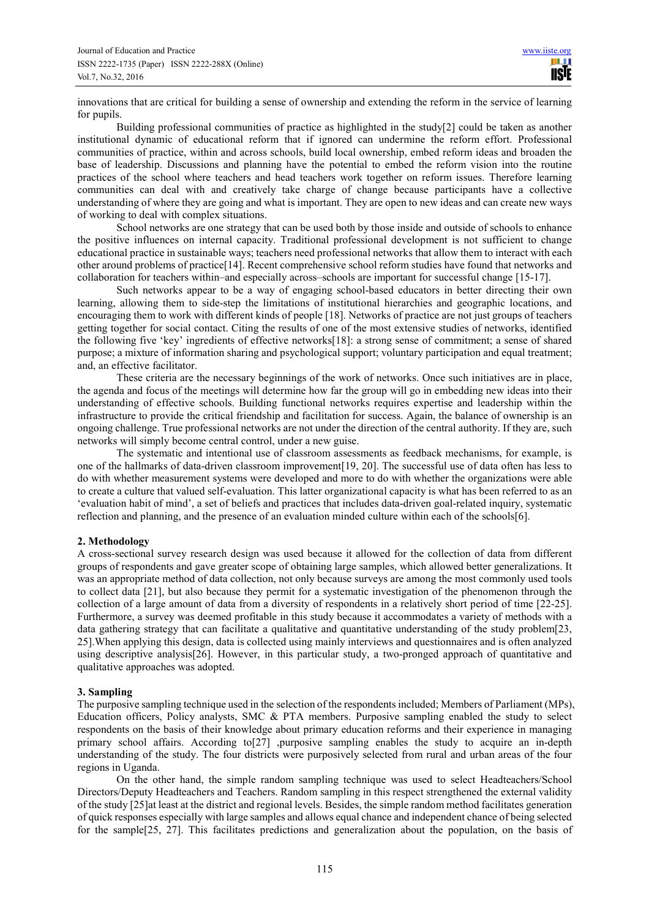innovations that are critical for building a sense of ownership and extending the reform in the service of learning for pupils.

Building professional communities of practice as highlighted in the study[2] could be taken as another institutional dynamic of educational reform that if ignored can undermine the reform effort. Professional communities of practice, within and across schools, build local ownership, embed reform ideas and broaden the base of leadership. Discussions and planning have the potential to embed the reform vision into the routine practices of the school where teachers and head teachers work together on reform issues. Therefore learning communities can deal with and creatively take charge of change because participants have a collective understanding of where they are going and what is important. They are open to new ideas and can create new ways of working to deal with complex situations.

School networks are one strategy that can be used both by those inside and outside of schools to enhance the positive influences on internal capacity. Traditional professional development is not sufficient to change educational practice in sustainable ways; teachers need professional networks that allow them to interact with each other around problems of practice[14]. Recent comprehensive school reform studies have found that networks and collaboration for teachers within–and especially across–schools are important for successful change [15-17].

Such networks appear to be a way of engaging school-based educators in better directing their own learning, allowing them to side-step the limitations of institutional hierarchies and geographic locations, and encouraging them to work with different kinds of people [18]. Networks of practice are not just groups of teachers getting together for social contact. Citing the results of one of the most extensive studies of networks, identified the following five 'key' ingredients of effective networks[18]: a strong sense of commitment; a sense of shared purpose; a mixture of information sharing and psychological support; voluntary participation and equal treatment; and, an effective facilitator.

These criteria are the necessary beginnings of the work of networks. Once such initiatives are in place, the agenda and focus of the meetings will determine how far the group will go in embedding new ideas into their understanding of effective schools. Building functional networks requires expertise and leadership within the infrastructure to provide the critical friendship and facilitation for success. Again, the balance of ownership is an ongoing challenge. True professional networks are not under the direction of the central authority. If they are, such networks will simply become central control, under a new guise.

The systematic and intentional use of classroom assessments as feedback mechanisms, for example, is one of the hallmarks of data-driven classroom improvement[19, 20]. The successful use of data often has less to do with whether measurement systems were developed and more to do with whether the organizations were able to create a culture that valued self-evaluation. This latter organizational capacity is what has been referred to as an 'evaluation habit of mind', a set of beliefs and practices that includes data-driven goal-related inquiry, systematic reflection and planning, and the presence of an evaluation minded culture within each of the schools[6].

## 2. Methodology

A cross-sectional survey research design was used because it allowed for the collection of data from different groups of respondents and gave greater scope of obtaining large samples, which allowed better generalizations. It was an appropriate method of data collection, not only because surveys are among the most commonly used tools to collect data [21], but also because they permit for a systematic investigation of the phenomenon through the collection of a large amount of data from a diversity of respondents in a relatively short period of time [22-25]. Furthermore, a survey was deemed profitable in this study because it accommodates a variety of methods with a data gathering strategy that can facilitate a qualitative and quantitative understanding of the study problem[23, 25].When applying this design, data is collected using mainly interviews and questionnaires and is often analyzed using descriptive analysis[26]. However, in this particular study, a two-pronged approach of quantitative and qualitative approaches was adopted.

## 3. Sampling

The purposive sampling technique used in the selection of the respondents included; Members of Parliament (MPs), Education officers, Policy analysts, SMC & PTA members. Purposive sampling enabled the study to select respondents on the basis of their knowledge about primary education reforms and their experience in managing primary school affairs. According to[27] ,purposive sampling enables the study to acquire an in-depth understanding of the study. The four districts were purposively selected from rural and urban areas of the four regions in Uganda.

On the other hand, the simple random sampling technique was used to select Headteachers/School Directors/Deputy Headteachers and Teachers. Random sampling in this respect strengthened the external validity of the study [25]at least at the district and regional levels. Besides, the simple random method facilitates generation of quick responses especially with large samples and allows equal chance and independent chance of being selected for the sample[25, 27]. This facilitates predictions and generalization about the population, on the basis of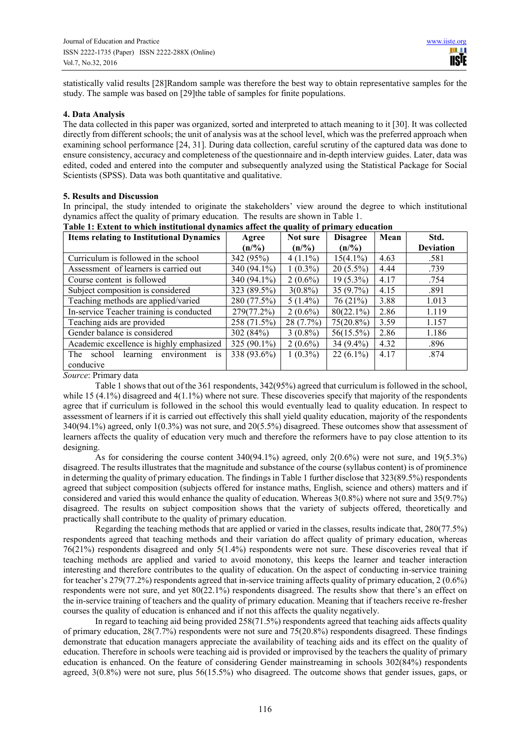statistically valid results [28]Random sample was therefore the best way to obtain representative samples for the study. The sample was based on [29]the table of samples for finite populations.

## 4. Data Analysis

The data collected in this paper was organized, sorted and interpreted to attach meaning to it [30]. It was collected directly from different schools; the unit of analysis was at the school level, which was the preferred approach when examining school performance [24, 31]. During data collection, careful scrutiny of the captured data was done to ensure consistency, accuracy and completeness of the questionnaire and in-depth interview guides. Later, data was edited, coded and entered into the computer and subsequently analyzed using the Statistical Package for Social Scientists (SPSS). Data was both quantitative and qualitative.

## 5. Results and Discussion

In principal, the study intended to originate the stakeholders' view around the degree to which institutional dynamics affect the quality of primary education. The results are shown in Table 1.

**Table 1: Extent to which institutional dynamics affect the quality of primary education**

| Items relating to Institutional Dynamics | Agree (n/%) | Not sure (n/%) | Disagree (n/%) | Mean | Std. Deviation |
|---|---|---|---|---|---|
| Curriculum is followed in the school | 342 (95%) | 4 (1.1%) | 15(4.1%) | 4.63 | .581 |
| Assessment of learners is carried out | 340 (94.1%) | 1 (0.3%) | 20 (5.5%) | 4.44 | .739 |
| Course content is followed | 340 (94.1%) | 2 (0.6%) | 19 (5.3%) | 4.17 | .754 |
| Subject composition is considered | 323 (89.5%) | 3(0.8%) | 35 (9.7%) | 4.15 | .891 |
| Teaching methods are applied/varied | 280 (77.5%) | 5 (1.4%) | 76 (21%) | 3.88 | 1.013 |
| In-service Teacher training is conducted | 279(77.2%) | 2 (0.6%) | 80(22.1%) | 2.86 | 1.119 |
| Teaching aids are provided | 258 (71.5%) | 28 (7.7%) | 75(20.8%) | 3.59 | 1.157 |
| Gender balance is considered | 302 (84%) | 3 (0.8%) | 56(15.5%) | 2.86 | 1.186 |
| Academic excellence is highly emphasized | 325 (90.1%) | 2 (0.6%) | 34 (9.4%) | 4.32 | .896 |
| The school learning environment is conducive | 338 (93.6%) | 1 (0.3%) | 22 (6.1%) | 4.17 | .874 |

*Source*: Primary data

Table 1 shows that out of the 361 respondents, 342(95%) agreed that curriculum is followed in the school, while 15 (4.1%) disagreed and 4(1.1%) where not sure. These discoveries specify that majority of the respondents agree that if curriculum is followed in the school this would eventually lead to quality education. In respect to assessment of learners if it is carried out effectively this shall yield quality education, majority of the respondents 340(94.1%) agreed, only 1(0.3%) was not sure, and 20(5.5%) disagreed. These outcomes show that assessment of learners affects the quality of education very much and therefore the reformers have to pay close attention to its designing.

As for considering the course content 340(94.1%) agreed, only 2(0.6%) were not sure, and 19(5.3%) disagreed. The results illustrates that the magnitude and substance of the course (syllabus content) is of prominence in determining the quality of primary education. The findings in Table 1 further disclose that 323(89.5%) respondents agreed that subject composition (subjects offered for instance maths, English, science and others) matters and if considered and varied this would enhance the quality of education. Whereas 3(0.8%) where not sure and 35(9.7%) disagreed. The results on subject composition shows that the variety of subjects offered, theoretically and practically shall contribute to the quality of primary education.

Regarding the teaching methods that are applied or varied in the classes, results indicate that, 280(77.5%) respondents agreed that teaching methods and their variation do affect quality of primary education, whereas 76(21%) respondents disagreed and only 5(1.4%) respondents were not sure. These discoveries reveal that if teaching methods are applied and varied to avoid monotony, this keeps the learner and teacher interaction interesting and therefore contributes to the quality of education. On the aspect of conducting in-service training for teacher's 279(77.2%) respondents agreed that in-service training affects quality of primary education, 2 (0.6%) respondents were not sure, and yet 80(22.1%) respondents disagreed. The results show that there's an effect on the in-service training of teachers and the quality of primary education. Meaning that if teachers receive re-fresher courses the quality of education is enhanced and if not this affects the quality negatively.

In regard to teaching aid being provided 258(71.5%) respondents agreed that teaching aids affects quality of primary education, 28(7.7%) respondents were not sure and 75(20.8%) respondents disagreed. These findings demonstrate that education managers appreciate the availability of teaching aids and its effect on the quality of education. Therefore in schools were teaching aid is provided or improvised by the teachers the quality of primary education is enhanced. On the feature of considering Gender mainstreaming in schools 302(84%) respondents agreed, 3(0.8%) were not sure, plus 56(15.5%) who disagreed. The outcome shows that gender issues, gaps, or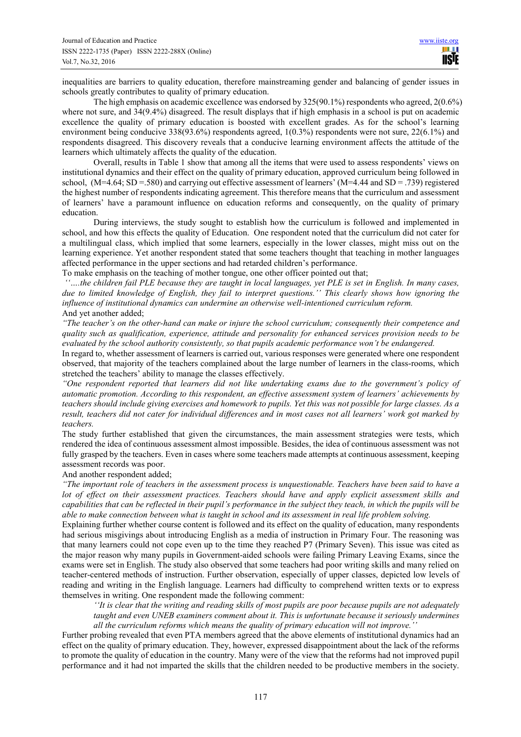inequalities are barriers to quality education, therefore mainstreaming gender and balancing of gender issues in schools greatly contributes to quality of primary education.

The high emphasis on academic excellence was endorsed by 325(90.1%) respondents who agreed, 2(0.6%) where not sure, and 34(9.4%) disagreed. The result displays that if high emphasis in a school is put on academic excellence the quality of primary education is boosted with excellent grades. As for the school's learning environment being conducive 338(93.6%) respondents agreed, 1(0.3%) respondents were not sure, 22(6.1%) and respondents disagreed. This discovery reveals that a conducive learning environment affects the attitude of the learners which ultimately affects the quality of the education.

Overall, results in Table 1 show that among all the items that were used to assess respondents' views on institutional dynamics and their effect on the quality of primary education, approved curriculum being followed in school, (M=4.64; SD =.580) and carrying out effective assessment of learners' (M=4.44 and SD = .739) registered the highest number of respondents indicating agreement. This therefore means that the curriculum and assessment of learners' have a paramount influence on education reforms and consequently, on the quality of primary education.

During interviews, the study sought to establish how the curriculum is followed and implemented in school, and how this effects the quality of Education. One respondent noted that the curriculum did not cater for a multilingual class, which implied that some learners, especially in the lower classes, might miss out on the learning experience. Yet another respondent stated that some teachers thought that teaching in mother languages affected performance in the upper sections and had retarded children's performance.

To make emphasis on the teaching of mother tongue, one other officer pointed out that;

*''….the children fail PLE because they are taught in local languages, yet PLE is set in English. In many cases, due to limited knowledge of English, they fail to interpret questions.'' This clearly shows how ignoring the influence of institutional dynamics can undermine an otherwise well-intentioned curriculum reform.*

And yet another added;

*"The teacher's on the other-hand can make or injure the school curriculum; consequently their competence and quality such as qualification, experience, attitude and personality for enhanced services provision needs to be evaluated by the school authority consistently, so that pupils academic performance won't be endangered.*

In regard to, whether assessment of learners is carried out, various responses were generated where one respondent observed, that majority of the teachers complained about the large number of learners in the class-rooms, which stretched the teachers' ability to manage the classes effectively.

*"One respondent reported that learners did not like undertaking exams due to the government's policy of automatic promotion. According to this respondent, an effective assessment system of learners' achievements by teachers should include giving exercises and homework to pupils. Yet this was not possible for large classes. As a result, teachers did not cater for individual differences and in most cases not all learners' work got marked by teachers.*

The study further established that given the circumstances, the main assessment strategies were tests, which rendered the idea of continuous assessment almost impossible. Besides, the idea of continuous assessment was not fully grasped by the teachers. Even in cases where some teachers made attempts at continuous assessment, keeping assessment records was poor.

And another respondent added;

*"The important role of teachers in the assessment process is unquestionable. Teachers have been said to have a lot of effect on their assessment practices. Teachers should have and apply explicit assessment skills and capabilities that can be reflected in their pupil's performance in the subject they teach, in which the pupils will be able to make connection between what is taught in school and its assessment in real life problem solving.*

Explaining further whether course content is followed and its effect on the quality of education, many respondents had serious misgivings about introducing English as a media of instruction in Primary Four. The reasoning was that many learners could not cope even up to the time they reached P7 (Primary Seven). This issue was cited as the major reason why many pupils in Government-aided schools were failing Primary Leaving Exams, since the exams were set in English. The study also observed that some teachers had poor writing skills and many relied on teacher-centered methods of instruction. Further observation, especially of upper classes, depicted low levels of reading and writing in the English language. Learners had difficulty to comprehend written texts or to express themselves in writing. One respondent made the following comment:

> *''It is clear that the writing and reading skills of most pupils are poor because pupils are not adequately taught and even UNEB examiners comment about it. This is unfortunate because it seriously undermines all the curriculum reforms which means the quality of primary education will not improve.''*

Further probing revealed that even PTA members agreed that the above elements of institutional dynamics had an effect on the quality of primary education. They, however, expressed disappointment about the lack of the reforms to promote the quality of education in the country. Many were of the view that the reforms had not improved pupil performance and it had not imparted the skills that the children needed to be productive members in the society.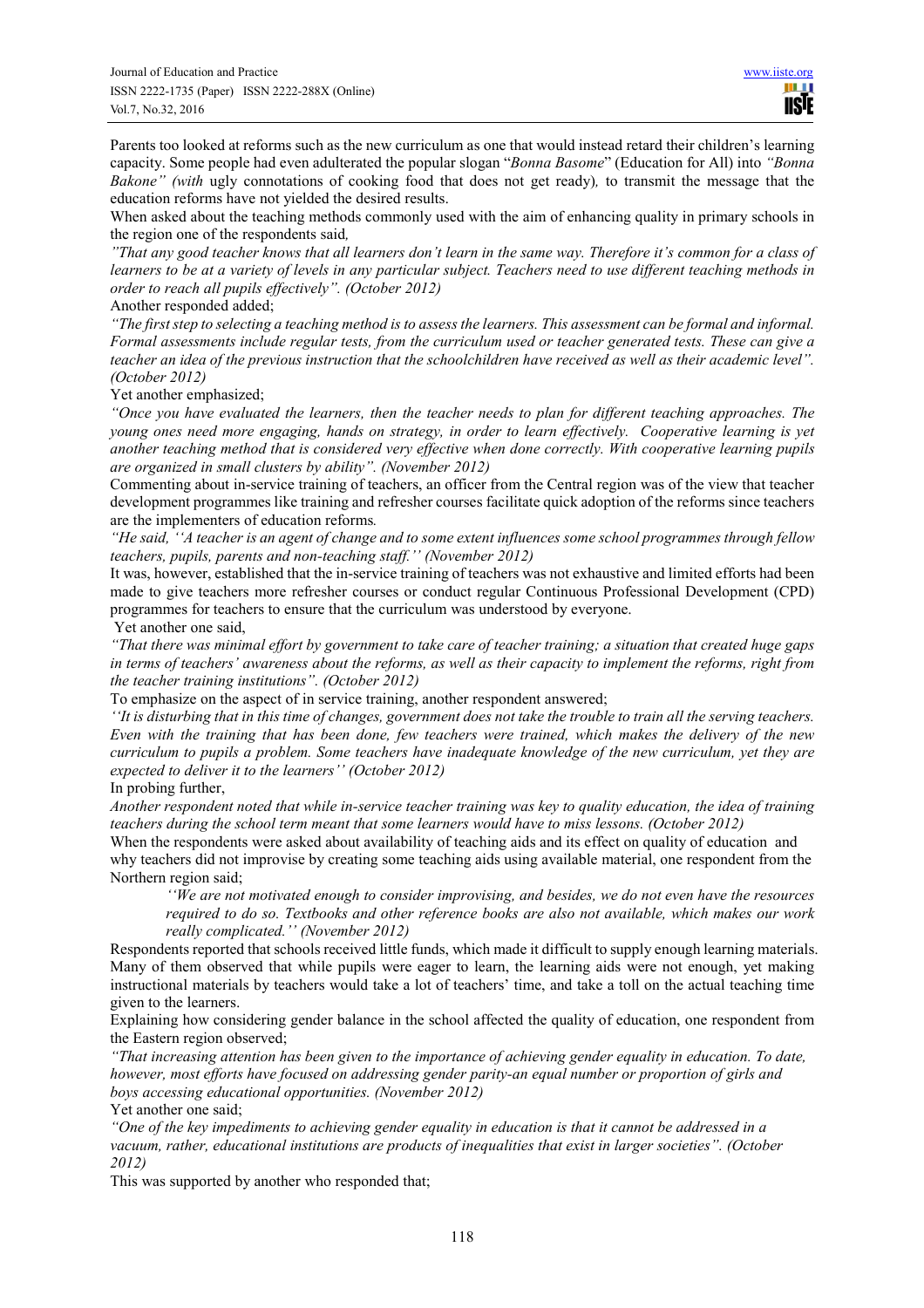Parents too looked at reforms such as the new curriculum as one that would instead retard their children's learning capacity. Some people had even adulterated the popular slogan "*Bonna Basome*" (Education for All) into *"Bonna Bakone" (with* ugly connotations of cooking food that does not get ready)*,* to transmit the message that the education reforms have not yielded the desired results.

When asked about the teaching methods commonly used with the aim of enhancing quality in primary schools in the region one of the respondents said*,*

*"That any good teacher knows that all learners don't learn in the same way. Therefore it's common for a class of learners to be at a variety of levels in any particular subject. Teachers need to use different teaching methods in order to reach all pupils effectively". (October 2012)*

Another responded added;

*"The first step to selecting a teaching method is to assess the learners. This assessment can be formal and informal. Formal assessments include regular tests, from the curriculum used or teacher generated tests. These can give a teacher an idea of the previous instruction that the schoolchildren have received as well as their academic level". (October 2012)*

Yet another emphasized;

*"Once you have evaluated the learners, then the teacher needs to plan for different teaching approaches. The young ones need more engaging, hands on strategy, in order to learn effectively. Cooperative learning is yet another teaching method that is considered very effective when done correctly. With cooperative learning pupils are organized in small clusters by ability". (November 2012)*

Commenting about in-service training of teachers, an officer from the Central region was of the view that teacher development programmes like training and refresher courses facilitate quick adoption of the reforms since teachers are the implementers of education reforms*.*

*"He said, ''A teacher is an agent of change and to some extent influences some school programmes through fellow teachers, pupils, parents and non-teaching staff.'' (November 2012)*

It was, however, established that the in-service training of teachers was not exhaustive and limited efforts had been made to give teachers more refresher courses or conduct regular Continuous Professional Development (CPD) programmes for teachers to ensure that the curriculum was understood by everyone.

Yet another one said,

*"That there was minimal effort by government to take care of teacher training; a situation that created huge gaps in terms of teachers' awareness about the reforms, as well as their capacity to implement the reforms, right from the teacher training institutions". (October 2012)*

To emphasize on the aspect of in service training, another respondent answered;

*''It is disturbing that in this time of changes, government does not take the trouble to train all the serving teachers. Even with the training that has been done, few teachers were trained, which makes the delivery of the new curriculum to pupils a problem. Some teachers have inadequate knowledge of the new curriculum, yet they are expected to deliver it to the learners'' (October 2012)*

In probing further,

*Another respondent noted that while in-service teacher training was key to quality education, the idea of training teachers during the school term meant that some learners would have to miss lessons. (October 2012)*

When the respondents were asked about availability of teaching aids and its effect on quality of education and why teachers did not improvise by creating some teaching aids using available material, one respondent from the Northern region said;

> *''We are not motivated enough to consider improvising, and besides, we do not even have the resources required to do so. Textbooks and other reference books are also not available, which makes our work really complicated.'' (November 2012)*

Respondents reported that schools received little funds, which made it difficult to supply enough learning materials. Many of them observed that while pupils were eager to learn, the learning aids were not enough, yet making instructional materials by teachers would take a lot of teachers' time, and take a toll on the actual teaching time given to the learners.

Explaining how considering gender balance in the school affected the quality of education, one respondent from the Eastern region observed;

*"That increasing attention has been given to the importance of achieving gender equality in education. To date, however, most efforts have focused on addressing gender parity-an equal number or proportion of girls and boys accessing educational opportunities. (November 2012)*

Yet another one said;

*"One of the key impediments to achieving gender equality in education is that it cannot be addressed in a vacuum, rather, educational institutions are products of inequalities that exist in larger societies". (October 2012)*

This was supported by another who responded that;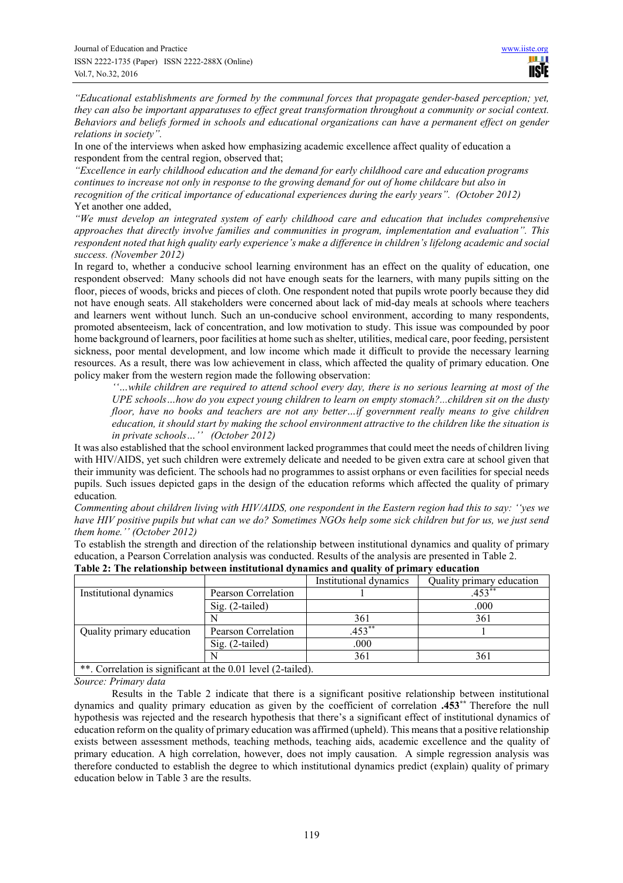*"Educational establishments are formed by the communal forces that propagate gender-based perception; yet, they can also be important apparatuses to effect great transformation throughout a community or social context. Behaviors and beliefs formed in schools and educational organizations can have a permanent effect on gender relations in society".*

In one of the interviews when asked how emphasizing academic excellence affect quality of education a respondent from the central region, observed that;

*"Excellence in early childhood education and the demand for early childhood care and education programs continues to increase not only in response to the growing demand for out of home childcare but also in recognition of the critical importance of educational experiences during the early years". (October 2012)*

Yet another one added,

*"We must develop an integrated system of early childhood care and education that includes comprehensive approaches that directly involve families and communities in program, implementation and evaluation". This respondent noted that high quality early experience's make a difference in children's lifelong academic and social success. (November 2012)*

In regard to, whether a conducive school learning environment has an effect on the quality of education, one respondent observed: Many schools did not have enough seats for the learners, with many pupils sitting on the floor, pieces of woods, bricks and pieces of cloth. One respondent noted that pupils wrote poorly because they did not have enough seats. All stakeholders were concerned about lack of mid-day meals at schools where teachers and learners went without lunch. Such an un-conducive school environment, according to many respondents, promoted absenteeism, lack of concentration, and low motivation to study. This issue was compounded by poor home background of learners, poor facilities at home such as shelter, utilities, medical care, poor feeding, persistent sickness, poor mental development, and low income which made it difficult to provide the necessary learning resources. As a result, there was low achievement in class, which affected the quality of primary education. One policy maker from the western region made the following observation:

> *''…while children are required to attend school every day, there is no serious learning at most of the UPE schools…how do you expect young children to learn on empty stomach?...children sit on the dusty floor, have no books and teachers are not any better…if government really means to give children education, it should start by making the school environment attractive to the children like the situation is in private schools…'' (October 2012)*

It was also established that the school environment lacked programmes that could meet the needs of children living with HIV/AIDS, yet such children were extremely delicate and needed to be given extra care at school given that their immunity was deficient. The schools had no programmes to assist orphans or even facilities for special needs pupils. Such issues depicted gaps in the design of the education reforms which affected the quality of primary education.

*Commenting about children living with HIV/AIDS, one respondent in the Eastern region had this to say: ''yes we have HIV positive pupils but what can we do? Sometimes NGOs help some sick children but for us, we just send them home.'' (October 2012)*

To establish the strength and direction of the relationship between institutional dynamics and quality of primary education, a Pearson Correlation analysis was conducted. Results of the analysis are presented in Table 2.

**Table 2: The relationship between institutional dynamics and quality of primary education**

| | | Institutional dynamics | Quality primary education |
|---|---|---|---|
| Institutional dynamics | Pearson Correlation | 1 | .453** |
| | Sig. (2-tailed) | | .000 |
| | N | 361 | 361 |
| Quality primary education | Pearson Correlation | .453** | 1 |
| | Sig. (2-tailed) | .000 | |
| | N | 361 | 361 |
| **. Correlation is significant at the 0.01 level (2-tailed). | | | |

*Source: Primary data*

Results in the Table 2 indicate that there is a significant positive relationship between institutional dynamics and quality primary education as given by the coefficient of correlation **.453**** Therefore the null hypothesis was rejected and the research hypothesis that there's a significant effect of institutional dynamics of education reform on the quality of primary education was affirmed (upheld). This means that a positive relationship exists between assessment methods, teaching methods, teaching aids, academic excellence and the quality of primary education. A high correlation, however, does not imply causation. A simple regression analysis was therefore conducted to establish the degree to which institutional dynamics predict (explain) quality of primary education below in Table 3 are the results.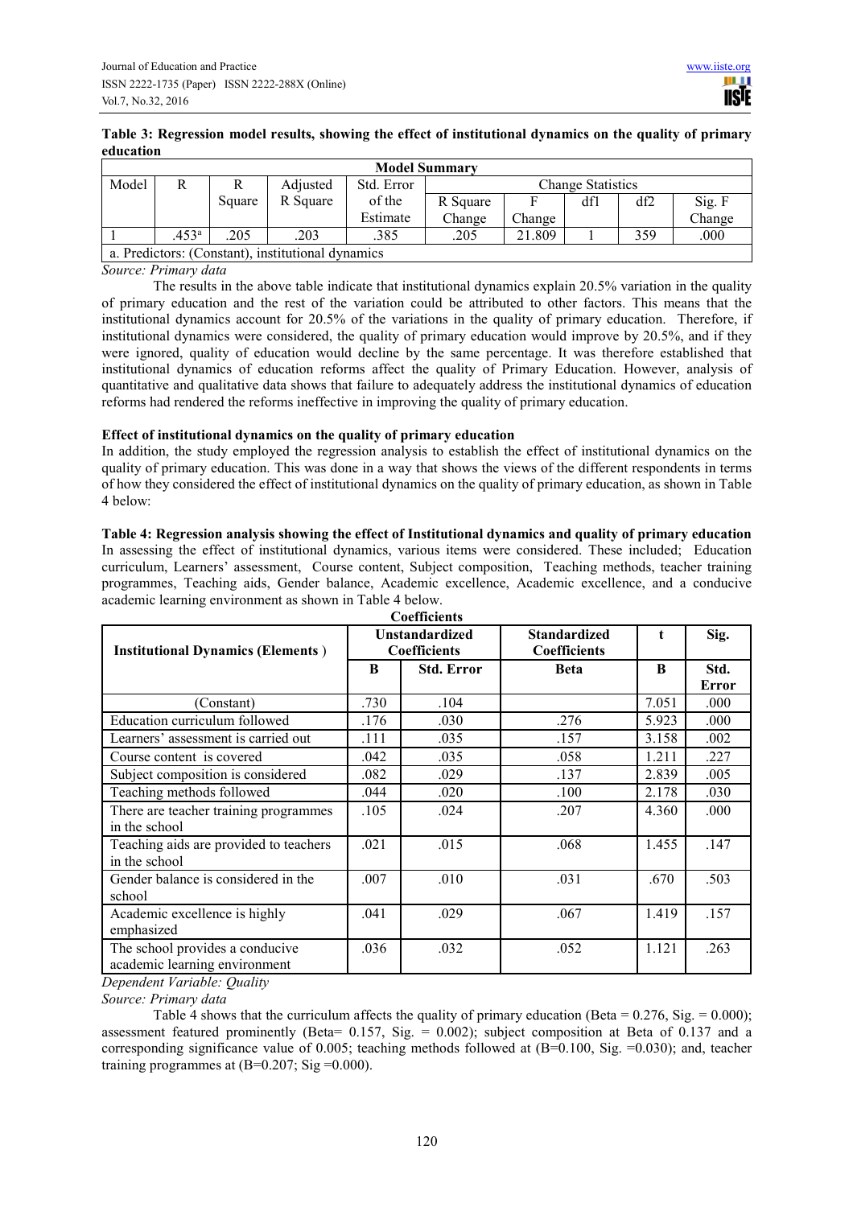**Table 3: Regression model results, showing the effect of institutional dynamics on the quality of primary education**

| Model Summary | | | | | | | | | |
|---|---|---|---|---|---|---|---|---|---|
| Model | R | R Square | Adjusted R Square | Std. Error of the Estimate | Change Statistics | | | | |
| | | | | | R Square Change | F Change | df1 | df2 | Sig. F Change |
| 1 | .453[a] | .205 | .203 | .385 | .205 | 21.809 | 1 | 359 | .000 |

a. Predictors: (Constant), institutional dynamics

*Source: Primary data*

The results in the above table indicate that institutional dynamics explain 20.5% variation in the quality of primary education and the rest of the variation could be attributed to other factors. This means that the institutional dynamics account for 20.5% of the variations in the quality of primary education. Therefore, if institutional dynamics were considered, the quality of primary education would improve by 20.5%, and if they were ignored, quality of education would decline by the same percentage. It was therefore established that institutional dynamics of education reforms affect the quality of Primary Education. However, analysis of quantitative and qualitative data shows that failure to adequately address the institutional dynamics of education reforms had rendered the reforms ineffective in improving the quality of primary education.

**Effect of institutional dynamics on the quality of primary education**

In addition, the study employed the regression analysis to establish the effect of institutional dynamics on the quality of primary education. This was done in a way that shows the views of the different respondents in terms of how they considered the effect of institutional dynamics on the quality of primary education, as shown in Table 4 below:

**Table 4: Regression analysis showing the effect of Institutional dynamics and quality of primary education**

In assessing the effect of institutional dynamics, various items were considered. These included; Education curriculum, Learners' assessment, Course content, Subject composition, Teaching methods, teacher training programmes, Teaching aids, Gender balance, Academic excellence, Academic excellence, and a conducive academic learning environment as shown in Table 4 below.

**Coefficients**

| Institutional Dynamics (Elements ) | Unstandardized Coefficients | | Standardized Coefficients | t | Sig. |
|---|---|---|---|---|---|
| | B | Std. Error | Beta | B | Std. Error |
| (Constant) | .730 | .104 | | 7.051 | .000 |
| Education curriculum followed | .176 | .030 | .276 | 5.923 | .000 |
| Learners' assessment is carried out | .111 | .035 | .157 | 3.158 | .002 |
| Course content is covered | .042 | .035 | .058 | 1.211 | .227 |
| Subject composition is considered | .082 | .029 | .137 | 2.839 | .005 |
| Teaching methods followed | .044 | .020 | .100 | 2.178 | .030 |
| There are teacher training programmes in the school | .105 | .024 | .207 | 4.360 | .000 |
| Teaching aids are provided to teachers in the school | .021 | .015 | .068 | 1.455 | .147 |
| Gender balance is considered in the school | .007 | .010 | .031 | .670 | .503 |
| Academic excellence is highly emphasized | .041 | .029 | .067 | 1.419 | .157 |
| The school provides a conducive academic learning environment | .036 | .032 | .052 | 1.121 | .263 |

*Dependent Variable: Quality*

*Source: Primary data*

Table 4 shows that the curriculum affects the quality of primary education (Beta = 0.276, Sig. = 0.000); assessment featured prominently (Beta= 0.157, Sig. = 0.002); subject composition at Beta of 0.137 and a corresponding significance value of 0.005; teaching methods followed at (B=0.100, Sig. =0.030); and, teacher training programmes at (B=0.207; Sig =0.000).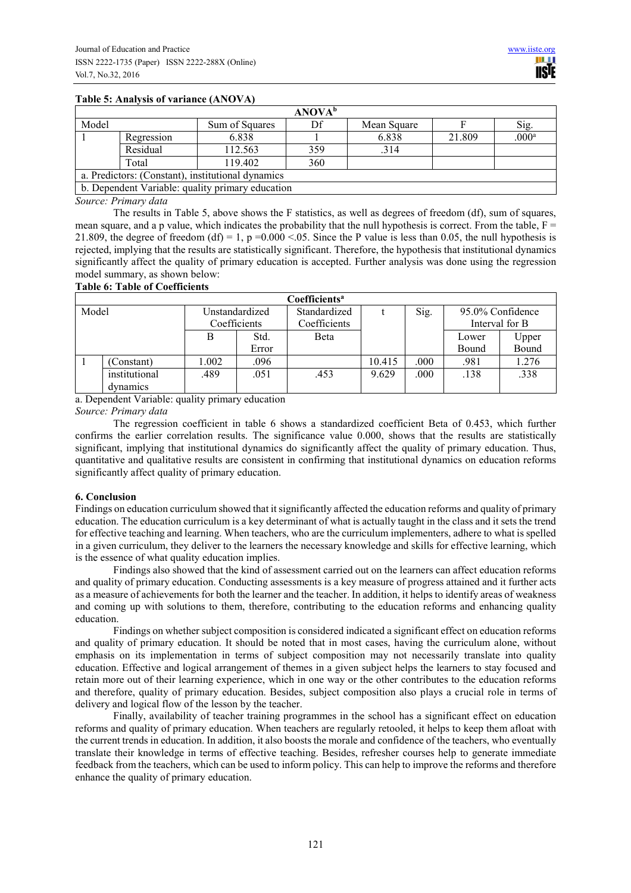**Table 5: Analysis of variance (ANOVA)**

| ANOVA[b] | | | | | | |
|---|---|---|---|---|---|---|
| Model | | Sum of Squares | Df | Mean Square | F | Sig. |
| 1 | Regression | 6.838 | 1 | 6.838 | 21.809 | .000[a] |
| | Residual | 112.563 | 359 | .314 | | |
| | Total | 119.402 | 360 | | | |

a. Predictors: (Constant), institutional dynamics

b. Dependent Variable: quality primary education

*Source: Primary data*

The results in Table 5, above shows the F statistics, as well as degrees of freedom (df), sum of squares, mean square, and a p value, which indicates the probability that the null hypothesis is correct. From the table, $F = 21.809$, the degree of freedom (df) = 1, $p = 0.000 < .05$. Since the P value is less than 0.05, the null hypothesis is rejected, implying that the results are statistically significant. Therefore, the hypothesis that institutional dynamics significantly affect the quality of primary education is accepted. Further analysis was done using the regression model summary, as shown below:

**Table 6: Table of Coefficients**

| Coefficients[a] | | | | | | | | |
|---|---|---|---|---|---|---|---|---|
| Model | | Unstandardized Coefficients | | Standardized Coefficients | t | Sig. | 95.0% Confidence Interval for B | |
| | | B | Std. Error | Beta | | | Lower Bound | Upper Bound |
| 1 | (Constant) | 1.002 | .096 | | 10.415 | .000 | .981 | 1.276 |
| | institutional dynamics | .489 | .051 | .453 | 9.629 | .000 | .138 | .338 |

a. Dependent Variable: quality primary education

*Source: Primary data*

The regression coefficient in table 6 shows a standardized coefficient Beta of 0.453, which further confirms the earlier correlation results. The significance value 0.000, shows that the results are statistically significant, implying that institutional dynamics do significantly affect the quality of primary education. Thus, quantitative and qualitative results are consistent in confirming that institutional dynamics on education reforms significantly affect quality of primary education.

## 6. Conclusion

Findings on education curriculum showed that it significantly affected the education reforms and quality of primary education. The education curriculum is a key determinant of what is actually taught in the class and it sets the trend for effective teaching and learning. When teachers, who are the curriculum implementers, adhere to what is spelled in a given curriculum, they deliver to the learners the necessary knowledge and skills for effective learning, which is the essence of what quality education implies.

Findings also showed that the kind of assessment carried out on the learners can affect education reforms and quality of primary education. Conducting assessments is a key measure of progress attained and it further acts as a measure of achievements for both the learner and the teacher. In addition, it helps to identify areas of weakness and coming up with solutions to them, therefore, contributing to the education reforms and enhancing quality education.

Findings on whether subject composition is considered indicated a significant effect on education reforms and quality of primary education. It should be noted that in most cases, having the curriculum alone, without emphasis on its implementation in terms of subject composition may not necessarily translate into quality education. Effective and logical arrangement of themes in a given subject helps the learners to stay focused and retain more out of their learning experience, which in one way or the other contributes to the education reforms and therefore, quality of primary education. Besides, subject composition also plays a crucial role in terms of delivery and logical flow of the lesson by the teacher.

Finally, availability of teacher training programmes in the school has a significant effect on education reforms and quality of primary education. When teachers are regularly retooled, it helps to keep them afloat with the current trends in education. In addition, it also boosts the morale and confidence of the teachers, who eventually translate their knowledge in terms of effective teaching. Besides, refresher courses help to generate immediate feedback from the teachers, which can be used to inform policy. This can help to improve the reforms and therefore enhance the quality of primary education.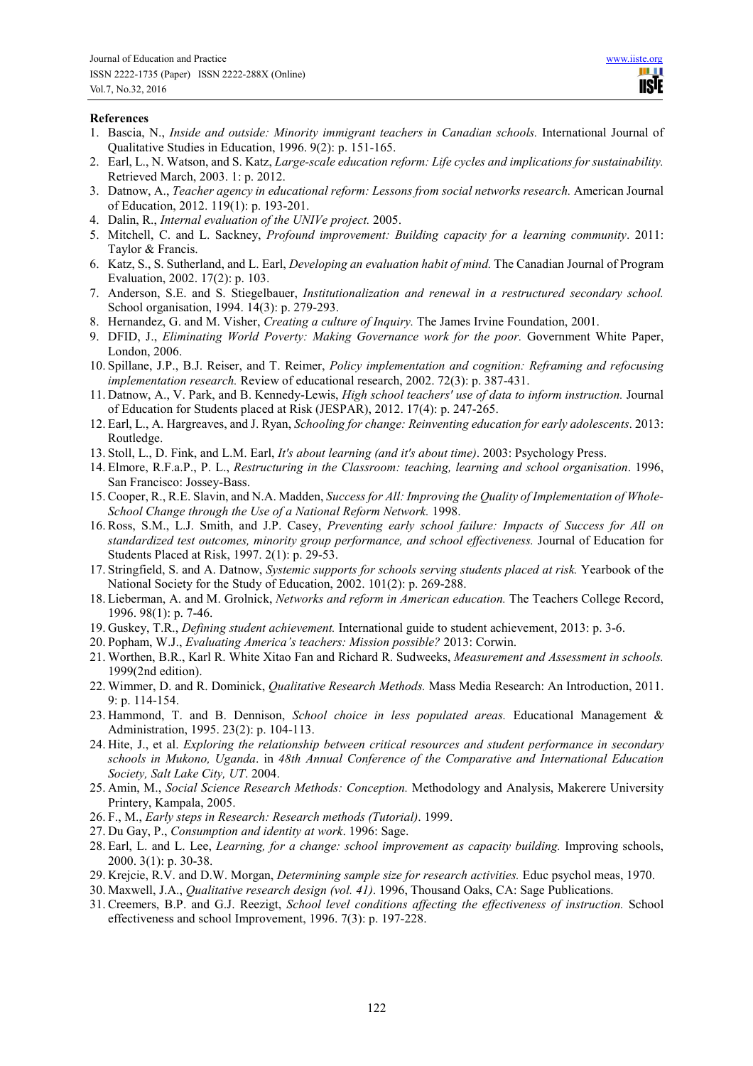## References

1. Bascia, N., *Inside and outside: Minority immigrant teachers in Canadian schools.* International Journal of Qualitative Studies in Education, 1996. 9(2): p. 151-165.
2. Earl, L., N. Watson, and S. Katz, *Large-scale education reform: Life cycles and implications for sustainability.* Retrieved March, 2003. 1: p. 2012.
3. Datnow, A., *Teacher agency in educational reform: Lessons from social networks research.* American Journal of Education, 2012. 119(1): p. 193-201.
4. Dalin, R., *Internal evaluation of the UNIVe project.* 2005.
5. Mitchell, C. and L. Sackney, *Profound improvement: Building capacity for a learning community*. 2011: Taylor & Francis.
6. Katz, S., S. Sutherland, and L. Earl, *Developing an evaluation habit of mind.* The Canadian Journal of Program Evaluation, 2002. 17(2): p. 103.
7. Anderson, S.E. and S. Stiegelbauer, *Institutionalization and renewal in a restructured secondary school.* School organisation, 1994. 14(3): p. 279-293.
8. Hernandez, G. and M. Visher, *Creating a culture of Inquiry.* The James Irvine Foundation, 2001.
9. DFID, J., *Eliminating World Poverty: Making Governance work for the poor.* Government White Paper, London, 2006.
10. Spillane, J.P., B.J. Reiser, and T. Reimer, *Policy implementation and cognition: Reframing and refocusing implementation research.* Review of educational research, 2002. 72(3): p. 387-431.
11. Datnow, A., V. Park, and B. Kennedy-Lewis, *High school teachers' use of data to inform instruction.* Journal of Education for Students placed at Risk (JESPAR), 2012. 17(4): p. 247-265.
12. Earl, L., A. Hargreaves, and J. Ryan, *Schooling for change: Reinventing education for early adolescents*. 2013: Routledge.
13. Stoll, L., D. Fink, and L.M. Earl, *It's about learning (and it's about time)*. 2003: Psychology Press.
14. Elmore, R.F.a.P., P. L., *Restructuring in the Classroom: teaching, learning and school organisation*. 1996, San Francisco: Jossey-Bass.
15. Cooper, R., R.E. Slavin, and N.A. Madden, *Success for All: Improving the Quality of Implementation of Whole-School Change through the Use of a National Reform Network.* 1998.
16. Ross, S.M., L.J. Smith, and J.P. Casey, *Preventing early school failure: Impacts of Success for All on standardized test outcomes, minority group performance, and school effectiveness.* Journal of Education for Students Placed at Risk, 1997. 2(1): p. 29-53.
17. Stringfield, S. and A. Datnow, *Systemic supports for schools serving students placed at risk.* Yearbook of the National Society for the Study of Education, 2002. 101(2): p. 269-288.
18. Lieberman, A. and M. Grolnick, *Networks and reform in American education.* The Teachers College Record, 1996. 98(1): p. 7-46.
19. Guskey, T.R., *Defining student achievement.* International guide to student achievement, 2013: p. 3-6.
20. Popham, W.J., *Evaluating America's teachers: Mission possible?* 2013: Corwin.
21. Worthen, B.R., Karl R. White Xitao Fan and Richard R. Sudweeks, *Measurement and Assessment in schools.* 1999(2nd edition).
22. Wimmer, D. and R. Dominick, *Qualitative Research Methods.* Mass Media Research: An Introduction, 2011. 9: p. 114-154.
23. Hammond, T. and B. Dennison, *School choice in less populated areas.* Educational Management & Administration, 1995. 23(2): p. 104-113.
24. Hite, J., et al. *Exploring the relationship between critical resources and student performance in secondary schools in Mukono, Uganda*. in *48th Annual Conference of the Comparative and International Education Society, Salt Lake City, UT*. 2004.
25. Amin, M., *Social Science Research Methods: Conception.* Methodology and Analysis, Makerere University Printery, Kampala, 2005.
26. F., M., *Early steps in Research: Research methods (Tutorial)*. 1999.
27. Du Gay, P., *Consumption and identity at work*. 1996: Sage.
28. Earl, L. and L. Lee, *Learning, for a change: school improvement as capacity building.* Improving schools, 2000. 3(1): p. 30-38.
29. Krejcie, R.V. and D.W. Morgan, *Determining sample size for research activities.* Educ psychol meas, 1970.
30. Maxwell, J.A., *Qualitative research design (vol. 41)*. 1996, Thousand Oaks, CA: Sage Publications.
31. Creemers, B.P. and G.J. Reezigt, *School level conditions affecting the effectiveness of instruction.* School effectiveness and school Improvement, 1996. 7(3): p. 197-228.